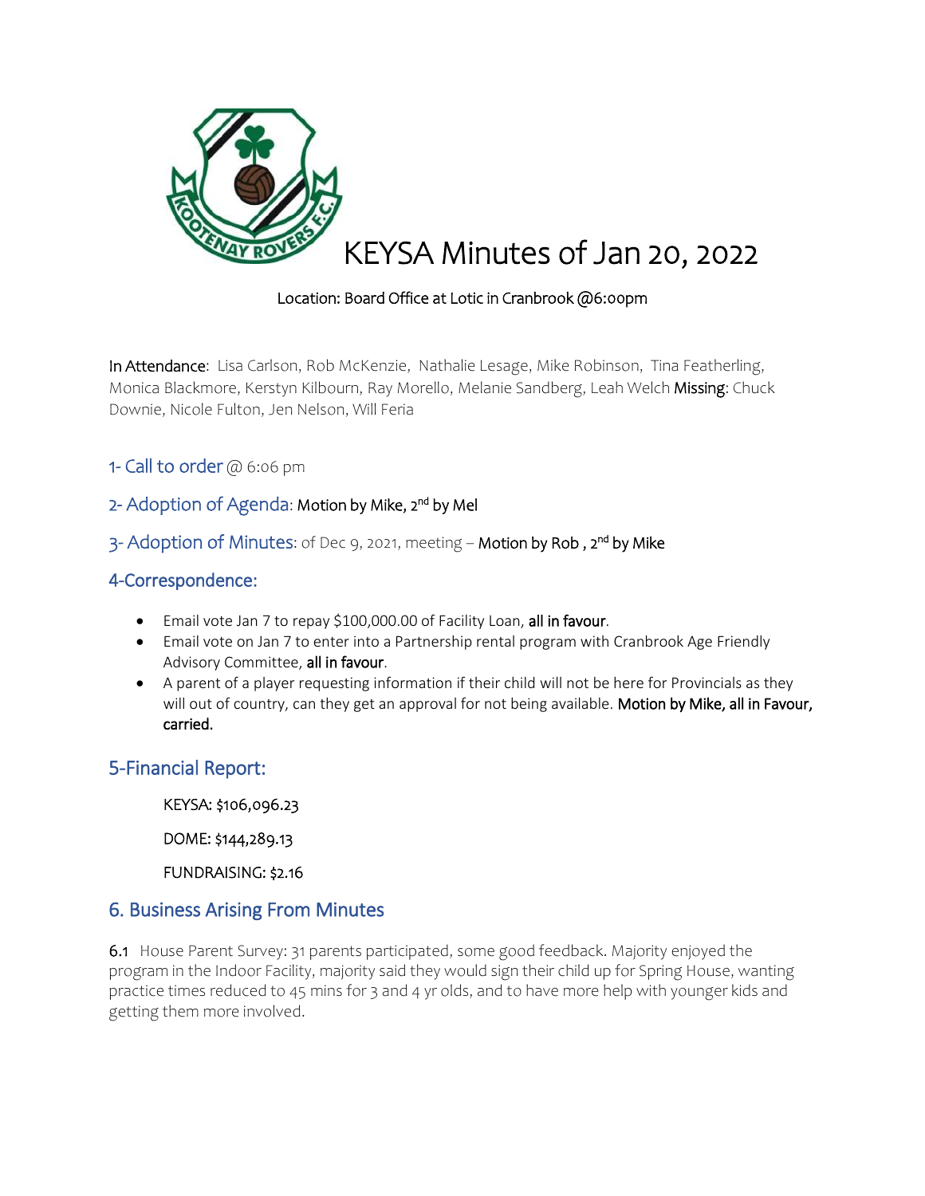# KEYSA Minutes of Jan 20, 2022

Location: Board Office at Lotic in Cranbrook @6:00pm

**In Attendance**: Lisa Carlson, Rob McKenzie, Nathalie Lesage, Mike Robinson, Tina Featherling, Monica Blackmore, Kerstyn Kilbourn, Ray Morello, Melanie Sandberg, Leah Welch **Missing**: Chuck Downie, Nicole Fulton, Jen Nelson, Will Feria

## 1- Call to order @ 6:06 pm

## 2- Adoption of Agenda: Motion by Mike, 2nd by Mel

## 3- Adoption of Minutes: of Dec 9, 2021, meeting – Motion by Rob , 2nd by Mike

## 4-Correspondence:

- Email vote Jan 7 to repay $100,000.00 of Facility Loan, **all in favour**.
- Email vote on Jan 7 to enter into a Partnership rental program with Cranbrook Age Friendly Advisory Committee, **all in favour**.
- A parent of a player requesting information if their child will not be here for Provincials as they will out of country, can they get an approval for not being available. **Motion by Mike, all in Favour, carried.**

## 5-Financial Report:

KEYSA: $106,096.23

DOME: $144,289.13

FUNDRAISING: $2.16

## 6. Business Arising From Minutes

**6.1** House Parent Survey: 31 parents participated, some good feedback. Majority enjoyed the program in the Indoor Facility, majority said they would sign their child up for Spring House, wanting practice times reduced to 45 mins for 3 and 4 yr olds, and to have more help with younger kids and getting them more involved.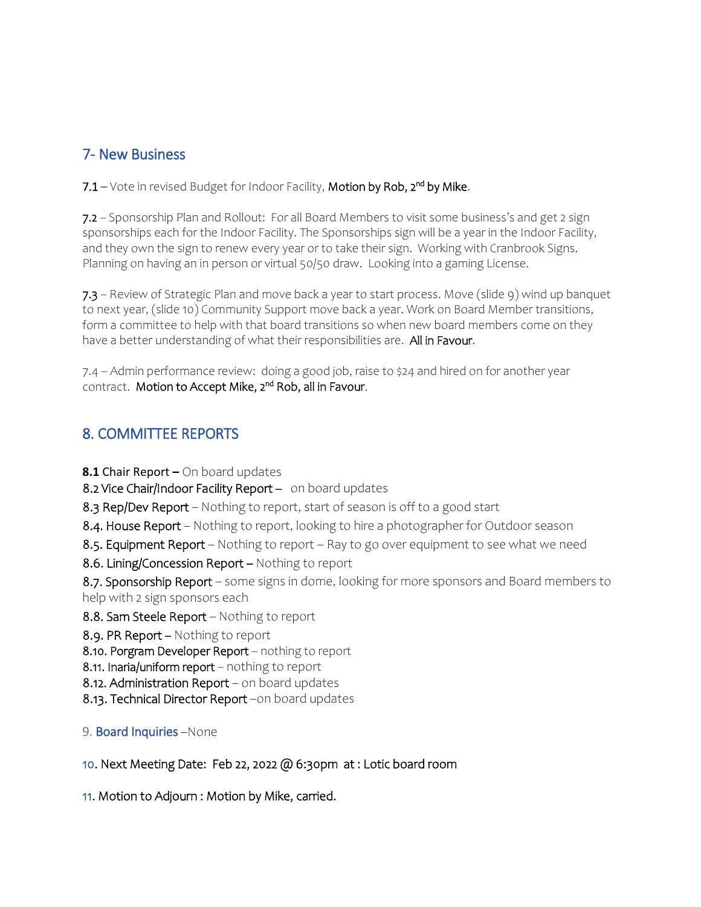## 7- New Business

**7.1** – Vote in revised Budget for Indoor Facility, Motion by Rob, 2nd by Mike.

**7.2** – Sponsorship Plan and Rollout: For all Board Members to visit some business's and get 2 sign sponsorships each for the Indoor Facility. The Sponsorships sign will be a year in the Indoor Facility, and they own the sign to renew every year or to take their sign. Working with Cranbrook Signs. Planning on having an in person or virtual 50/50 draw. Looking into a gaming License.

**7.3** – Review of Strategic Plan and move back a year to start process. Move (slide 9) wind up banquet to next year, (slide 10) Community Support move back a year. Work on Board Member transitions, form a committee to help with that board transitions so when new board members come on they have a better understanding of what their responsibilities are. All in Favour.

7.4 – Admin performance review: doing a good job, raise to $24 and hired on for another year contract. Motion to Accept Mike, 2nd Rob, all in Favour.

## 8. COMMITTEE REPORTS

**8.1** Chair Report – On board updates
8.2 Vice Chair/Indoor Facility Report – on board updates
8.3 Rep/Dev Report – Nothing to report, start of season is off to a good start
8.4. House Report – Nothing to report, looking to hire a photographer for Outdoor season
8.5. Equipment Report – Nothing to report – Ray to go over equipment to see what we need
8.6. Lining/Concession Report – Nothing to report
8.7. Sponsorship Report – some signs in dome, looking for more sponsors and Board members to help with 2 sign sponsors each
8.8. Sam Steele Report – Nothing to report
8.9. PR Report – Nothing to report
8.10. Porgram Developer Report – nothing to report
8.11. Inaria/uniform report – nothing to report
8.12. Administration Report – on board updates
8.13. Technical Director Report –on board updates

9. Board Inquiries –None

10. Next Meeting Date: Feb 22, 2022 @ 6:30pm at : Lotic board room

11. Motion to Adjourn : Motion by Mike, carried.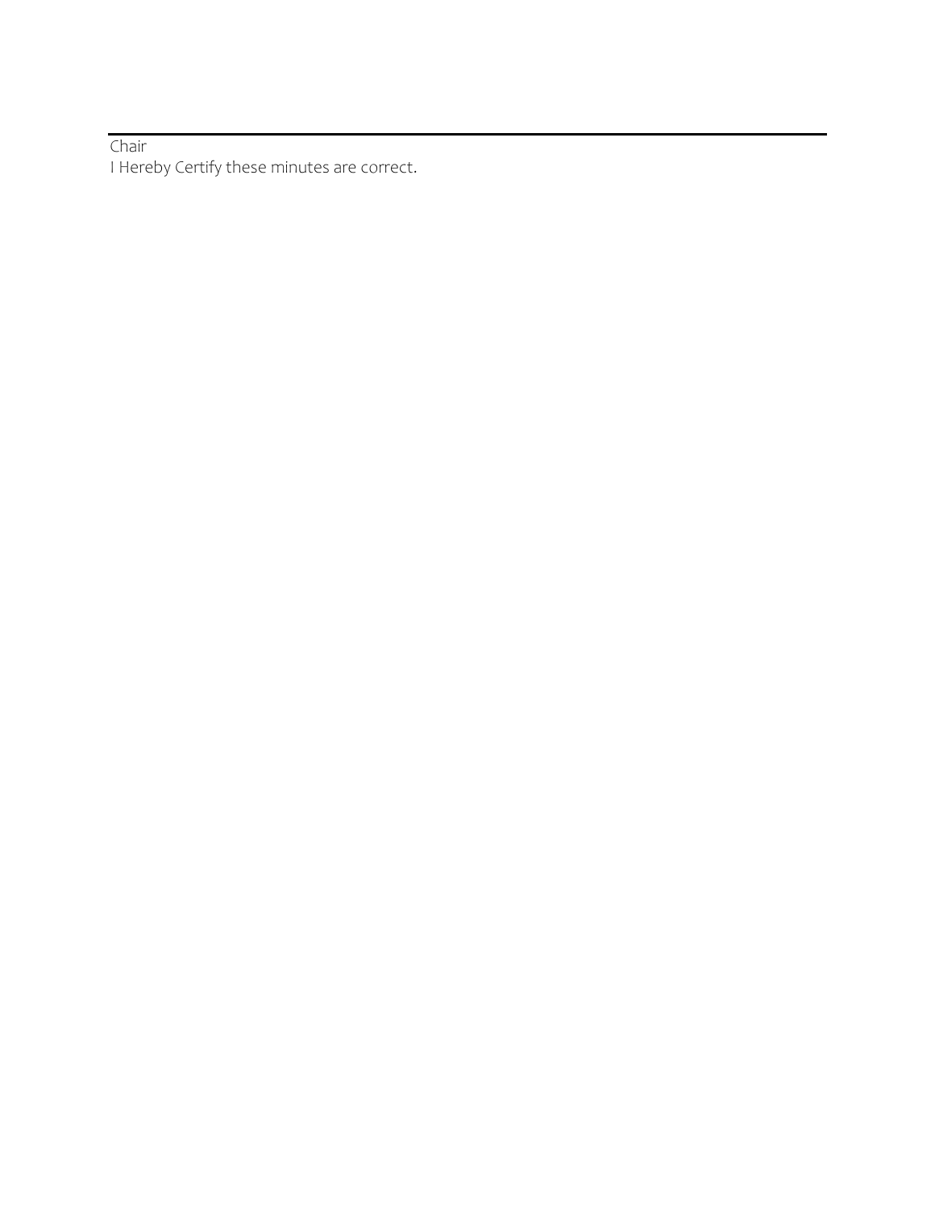---

Chair

I Hereby Certify these minutes are correct.